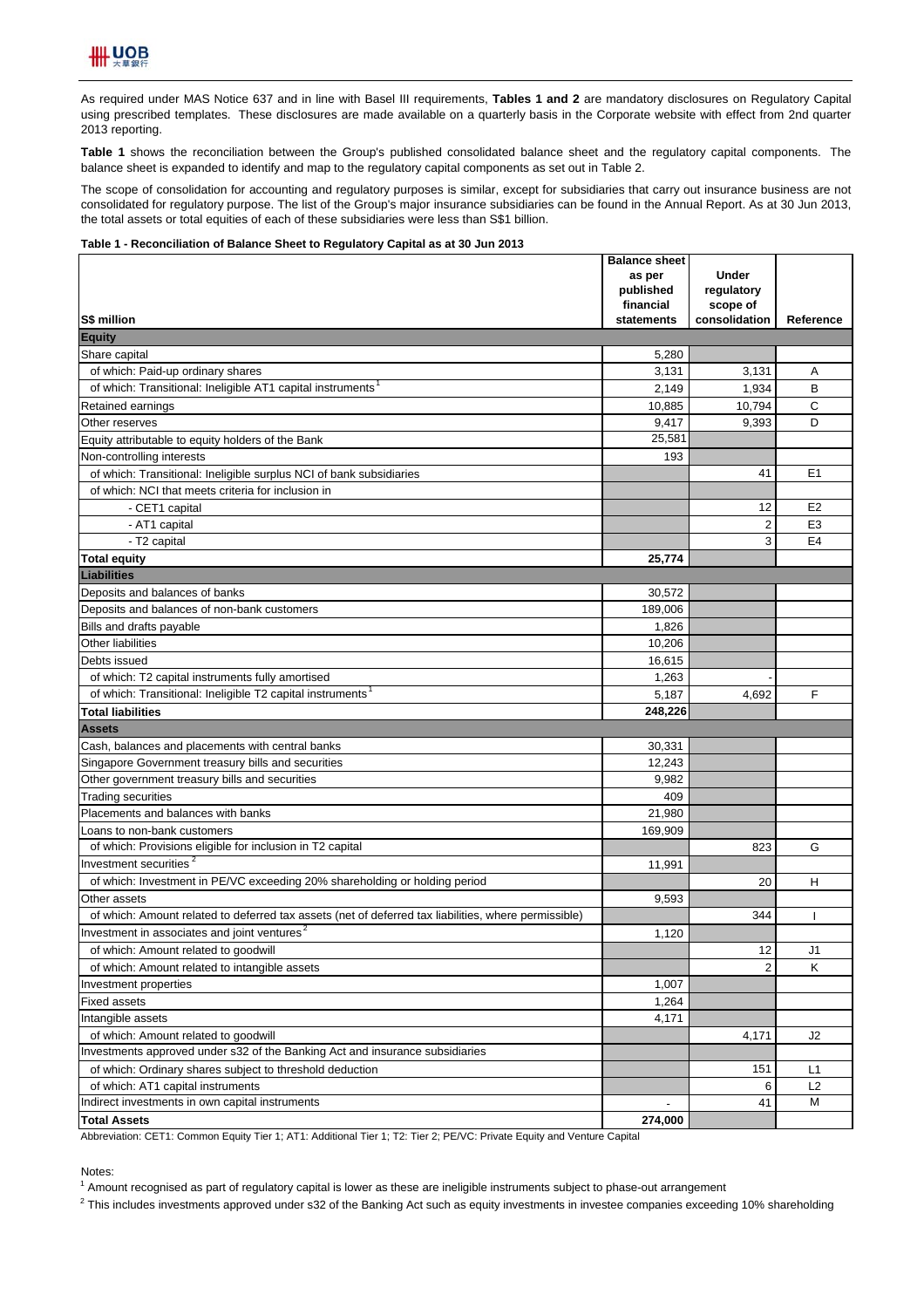As required under MAS Notice 637 and in line with Basel III requirements, **Tables 1 and 2** are mandatory disclosures on Regulatory Capital using prescribed templates. These disclosures are made available on a quarterly basis in the Corporate website with effect from 2nd quarter 2013 reporting.

**Table 1** shows the reconciliation between the Group's published consolidated balance sheet and the regulatory capital components. The balance sheet is expanded to identify and map to the regulatory capital components as set out in Table 2.

The scope of consolidation for accounting and regulatory purposes is similar, except for subsidiaries that carry out insurance business are not consolidated for regulatory purpose. The list of the Group's major insurance subsidiaries can be found in the Annual Report. As at 30 Jun 2013, the total assets or total equities of each of these subsidiaries were less than S$1 billion.

**Table 1 - Reconciliation of Balance Sheet to Regulatory Capital as at 30 Jun 2013**

| S$ million | Balance sheet as per published financial statements | Under regulatory scope of consolidation | Reference |
|---|---|---|---|
| **Equity** | | | |
| Share capital | 5,280 | | |
| of which: Paid-up ordinary shares | 3,131 | 3,131 | A |
| of which: Transitional: Ineligible AT1 capital instruments[1] | 2,149 | 1,934 | B |
| Retained earnings | 10,885 | 10,794 | C |
| Other reserves | 9,417 | 9,393 | D |
| Equity attributable to equity holders of the Bank | 25,581 | | |
| Non-controlling interests | 193 | | |
| of which: Transitional: Ineligible surplus NCI of bank subsidiaries | | 41 | E1 |
| of which: NCI that meets criteria for inclusion in | | | |
| - CET1 capital | | 12 | E2 |
| - AT1 capital | | 2 | E3 |
| - T2 capital | | 3 | E4 |
| **Total equity** | **25,774** | | |
| **Liabilities** | | | |
| Deposits and balances of banks | 30,572 | | |
| Deposits and balances of non-bank customers | 189,006 | | |
| Bills and drafts payable | 1,826 | | |
| Other liabilities | 10,206 | | |
| Debts issued | 16,615 | | |
| of which: T2 capital instruments fully amortised | 1,263 | - | |
| of which: Transitional: Ineligible T2 capital instruments[1] | 5,187 | 4,692 | F |
| **Total liabilities** | **248,226** | | |
| **Assets** | | | |
| Cash, balances and placements with central banks | 30,331 | | |
| Singapore Government treasury bills and securities | 12,243 | | |
| Other government treasury bills and securities | 9,982 | | |
| Trading securities | 409 | | |
| Placements and balances with banks | 21,980 | | |
| Loans to non-bank customers | 169,909 | | |
| of which: Provisions eligible for inclusion in T2 capital | | 823 | G |
| Investment securities[2] | 11,991 | | |
| of which: Investment in PE/VC exceeding 20% shareholding or holding period | | 20 | H |
| Other assets | 9,593 | | |
| of which: Amount related to deferred tax assets (net of deferred tax liabilities, where permissible) | | 344 | I |
| Investment in associates and joint ventures[2] | 1,120 | | |
| of which: Amount related to goodwill | | 12 | J1 |
| of which: Amount related to intangible assets | | 2 | K |
| Investment properties | 1,007 | | |
| Fixed assets | 1,264 | | |
| Intangible assets | 4,171 | | |
| of which: Amount related to goodwill | | 4,171 | J2 |
| Investments approved under s32 of the Banking Act and insurance subsidiaries | | | |
| of which: Ordinary shares subject to threshold deduction | | 151 | L1 |
| of which: AT1 capital instruments | | 6 | L2 |
| Indirect investments in own capital instruments | - | 41 | M |
| **Total Assets** | **274,000** | | |

Abbreviation: CET1: Common Equity Tier 1; AT1: Additional Tier 1; T2: Tier 2; PE/VC: Private Equity and Venture Capital

Notes:

[1] Amount recognised as part of regulatory capital is lower as these are ineligible instruments subject to phase-out arrangement

[2] This includes investments approved under s32 of the Banking Act such as equity investments in investee companies exceeding 10% shareholding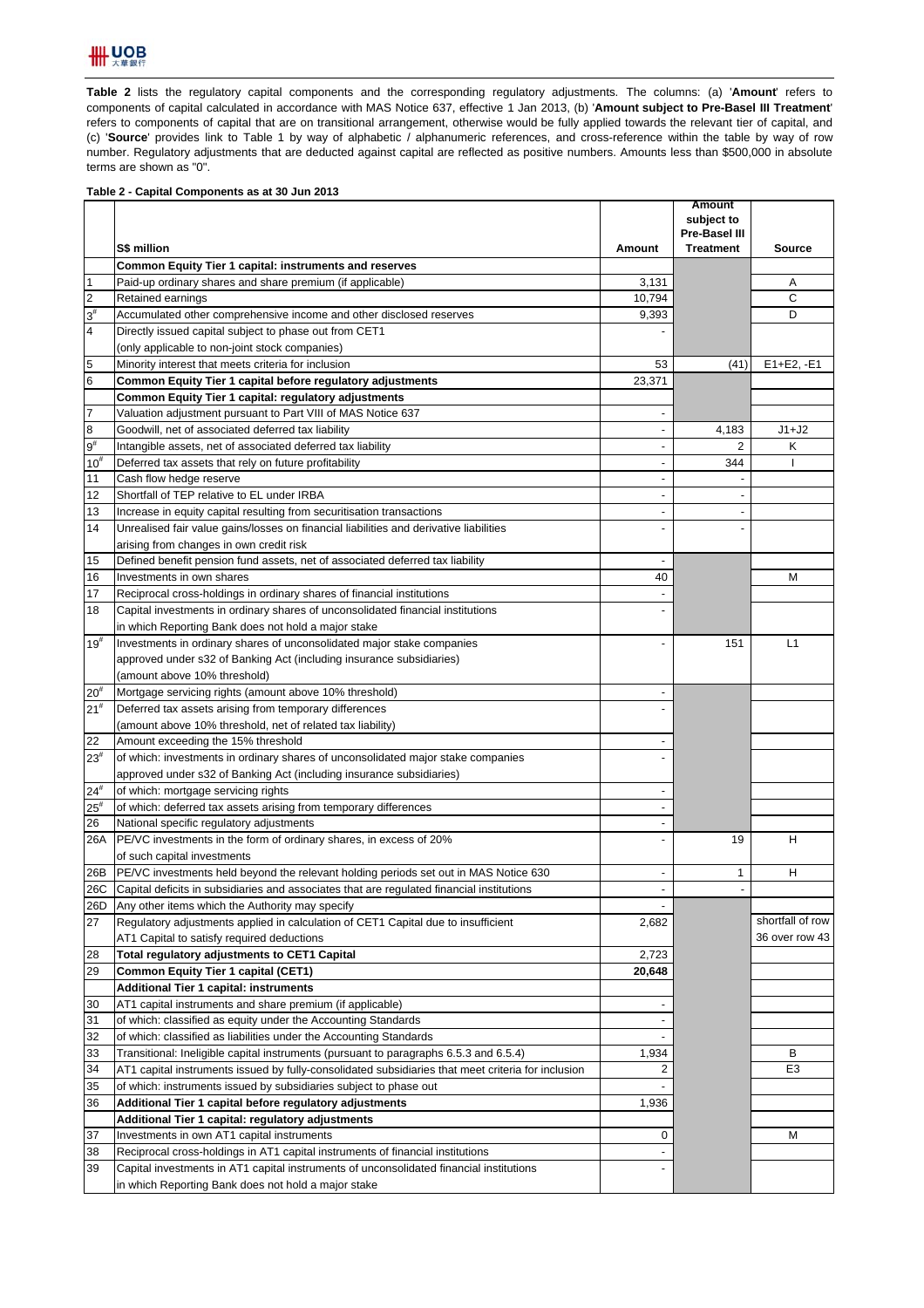**Table 2** lists the regulatory capital components and the corresponding regulatory adjustments. The columns: (a) '**Amount**' refers to components of capital calculated in accordance with MAS Notice 637, effective 1 Jan 2013, (b) '**Amount subject to Pre-Basel III Treatment**' refers to components of capital that are on transitional arrangement, otherwise would be fully applied towards the relevant tier of capital, and (c) '**Source**' provides link to Table 1 by way of alphabetic / alphanumeric references, and cross-reference within the table by way of row number. Regulatory adjustments that are deducted against capital are reflected as positive numbers. Amounts less than $500,000 in absolute terms are shown as "0".

**Table 2 - Capital Components as at 30 Jun 2013**

| | S$ million | Amount | Amount subject to Pre-Basel III Treatment | Source |
|---|---|---|---|---|
| | **Common Equity Tier 1 capital: instruments and reserves** | | | |
| 1 | Paid-up ordinary shares and share premium (if applicable) | 3,131 | | A |
| 2 | Retained earnings | 10,794 | | C |
| 3# | Accumulated other comprehensive income and other disclosed reserves | 9,393 | | D |
| 4 | Directly issued capital subject to phase out from CET1 (only applicable to non-joint stock companies) | - | | |
| 5 | Minority interest that meets criteria for inclusion | 53 | (41) | E1+E2, -E1 |
| 6 | **Common Equity Tier 1 capital before regulatory adjustments** | 23,371 | | |
| | **Common Equity Tier 1 capital: regulatory adjustments** | | | |
| 7 | Valuation adjustment pursuant to Part VIII of MAS Notice 637 | - | | |
| 8 | Goodwill, net of associated deferred tax liability | - | 4,183 | J1+J2 |
| 9# | Intangible assets, net of associated deferred tax liability | - | 2 | K |
| 10# | Deferred tax assets that rely on future profitability | - | 344 | I |
| 11 | Cash flow hedge reserve | - | - | |
| 12 | Shortfall of TEP relative to EL under IRBA | - | - | |
| 13 | Increase in equity capital resulting from securitisation transactions | - | - | |
| 14 | Unrealised fair value gains/losses on financial liabilities and derivative liabilities arising from changes in own credit risk | - | - | |
| 15 | Defined benefit pension fund assets, net of associated deferred tax liability | - | | |
| 16 | Investments in own shares | 40 | | M |
| 17 | Reciprocal cross-holdings in ordinary shares of financial institutions | - | | |
| 18 | Capital investments in ordinary shares of unconsolidated financial institutions in which Reporting Bank does not hold a major stake | - | | |
| 19# | Investments in ordinary shares of unconsolidated major stake companies approved under s32 of Banking Act (including insurance subsidiaries) (amount above 10% threshold) | - | 151 | L1 |
| 20# | Mortgage servicing rights (amount above 10% threshold) | - | | |
| 21# | Deferred tax assets arising from temporary differences (amount above 10% threshold, net of related tax liability) | - | | |
| 22 | Amount exceeding the 15% threshold | - | | |
| 23# | of which: investments in ordinary shares of unconsolidated major stake companies approved under s32 of Banking Act (including insurance subsidiaries) | - | | |
| 24# | of which: mortgage servicing rights | - | | |
| 25# | of which: deferred tax assets arising from temporary differences | - | | |
| 26 | National specific regulatory adjustments | - | | |
| 26A | PE/VC investments in the form of ordinary shares, in excess of 20% of such capital investments | - | 19 | H |
| 26B | PE/VC investments held beyond the relevant holding periods set out in MAS Notice 630 | - | 1 | H |
| 26C | Capital deficits in subsidiaries and associates that are regulated financial institutions | - | - | |
| 26D | Any other items which the Authority may specify | - | | |
| 27 | Regulatory adjustments applied in calculation of CET1 Capital due to insufficient AT1 Capital to satisfy required deductions | 2,682 | | shortfall of row 36 over row 43 |
| 28 | **Total regulatory adjustments to CET1 Capital** | 2,723 | | |
| 29 | **Common Equity Tier 1 capital (CET1)** | **20,648** | | |
| | **Additional Tier 1 capital: instruments** | | | |
| 30 | AT1 capital instruments and share premium (if applicable) | - | | |
| 31 | of which: classified as equity under the Accounting Standards | - | | |
| 32 | of which: classified as liabilities under the Accounting Standards | - | | |
| 33 | Transitional: Ineligible capital instruments (pursuant to paragraphs 6.5.3 and 6.5.4) | 1,934 | | B |
| 34 | AT1 capital instruments issued by fully-consolidated subsidiaries that meet criteria for inclusion | 2 | | E3 |
| 35 | of which: instruments issued by subsidiaries subject to phase out | - | | |
| 36 | **Additional Tier 1 capital before regulatory adjustments** | 1,936 | | |
| | **Additional Tier 1 capital: regulatory adjustments** | | | |
| 37 | Investments in own AT1 capital instruments | 0 | | M |
| 38 | Reciprocal cross-holdings in AT1 capital instruments of financial institutions | - | | |
| 39 | Capital investments in AT1 capital instruments of unconsolidated financial institutions in which Reporting Bank does not hold a major stake | - | | |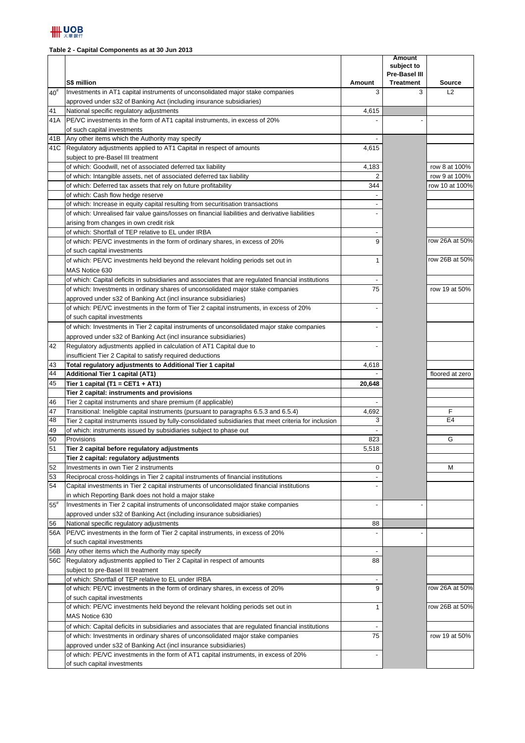**Table 2 - Capital Components as at 30 Jun 2013**

| | S$ million | Amount | Amount subject to Pre-Basel III Treatment | Source |
|---|---|---|---|---|
| 40[#] | Investments in AT1 capital instruments of unconsolidated major stake companies approved under s32 of Banking Act (including insurance subsidiaries) | 3 | 3 | L2 |
| 41 | National specific regulatory adjustments | 4,615 | | |
| 41A | PE/VC investments in the form of AT1 capital instruments, in excess of 20% of such capital investments | - | - | |
| 41B | Any other items which the Authority may specify | - | | |
| 41C | Regulatory adjustments applied to AT1 Capital in respect of amounts subject to pre-Basel III treatment | 4,615 | | |
| | of which: Goodwill, net of associated deferred tax liability | 4,183 | | row 8 at 100% |
| | of which: Intangible assets, net of associated deferred tax liability | 2 | | row 9 at 100% |
| | of which: Deferred tax assets that rely on future profitability | 344 | | row 10 at 100% |
| | of which: Cash flow hedge reserve | - | | |
| | of which: Increase in equity capital resulting from securitisation transactions | - | | |
| | of which: Unrealised fair value gains/losses on financial liabilities and derivative liabilities arising from changes in own credit risk | - | | |
| | of which: Shortfall of TEP relative to EL under IRBA | - | | |
| | of which: PE/VC investments in the form of ordinary shares, in excess of 20% of such capital investments | 9 | | row 26A at 50% |
| | of which: PE/VC investments held beyond the relevant holding periods set out in MAS Notice 630 | 1 | | row 26B at 50% |
| | of which: Capital deficits in subsidiaries and associates that are regulated financial institutions | - | | |
| | of which: Investments in ordinary shares of unconsolidated major stake companies approved under s32 of Banking Act (incl insurance subsidiaries) | 75 | | row 19 at 50% |
| | of which: PE/VC investments in the form of Tier 2 capital instruments, in excess of 20% of such capital investments | - | | |
| | of which: Investments in Tier 2 capital instruments of unconsolidated major stake companies approved under s32 of Banking Act (incl insurance subsidiaries) | - | | |
| 42 | Regulatory adjustments applied in calculation of AT1 Capital due to insufficient Tier 2 Capital to satisfy required deductions | - | | |
| 43 | **Total regulatory adjustments to Additional Tier 1 capital** | 4,618 | | |
| 44 | **Additional Tier 1 capital (AT1)** | - | | floored at zero |
| 45 | **Tier 1 capital (T1 = CET1 + AT1)** | **20,648** | | |
| | **Tier 2 capital: instruments and provisions** | | | |
| 46 | Tier 2 capital instruments and share premium (if applicable) | - | | |
| 47 | Transitional: Ineligible capital instruments (pursuant to paragraphs 6.5.3 and 6.5.4) | 4,692 | | F |
| 48 | Tier 2 capital instruments issued by fully-consolidated subsidiaries that meet criteria for inclusion | 3 | | E4 |
| 49 | of which: instruments issued by subsidiaries subject to phase out | - | | |
| 50 | Provisions | 823 | | G |
| 51 | **Tier 2 capital before regulatory adjustments** | 5,518 | | |
| | **Tier 2 capital: regulatory adjustments** | | | |
| 52 | Investments in own Tier 2 instruments | 0 | | M |
| 53 | Reciprocal cross-holdings in Tier 2 capital instruments of financial institutions | - | | |
| 54 | Capital investments in Tier 2 capital instruments of unconsolidated financial institutions in which Reporting Bank does not hold a major stake | - | | |
| 55[#] | Investments in Tier 2 capital instruments of unconsolidated major stake companies approved under s32 of Banking Act (including insurance subsidiaries) | - | - | |
| 56 | National specific regulatory adjustments | 88 | | |
| 56A | PE/VC investments in the form of Tier 2 capital instruments, in excess of 20% of such capital investments | - | - | |
| 56B | Any other items which the Authority may specify | - | | |
| 56C | Regulatory adjustments applied to Tier 2 Capital in respect of amounts subject to pre-Basel III treatment | 88 | | |
| | of which: Shortfall of TEP relative to EL under IRBA | - | | |
| | of which: PE/VC investments in the form of ordinary shares, in excess of 20% of such capital investments | 9 | | row 26A at 50% |
| | of which: PE/VC investments held beyond the relevant holding periods set out in MAS Notice 630 | 1 | | row 26B at 50% |
| | of which: Capital deficits in subsidiaries and associates that are regulated financial institutions | - | | |
| | of which: Investments in ordinary shares of unconsolidated major stake companies approved under s32 of Banking Act (incl insurance subsidiaries) | 75 | | row 19 at 50% |
| | of which: PE/VC investments in the form of AT1 capital instruments, in excess of 20% of such capital investments | - | | |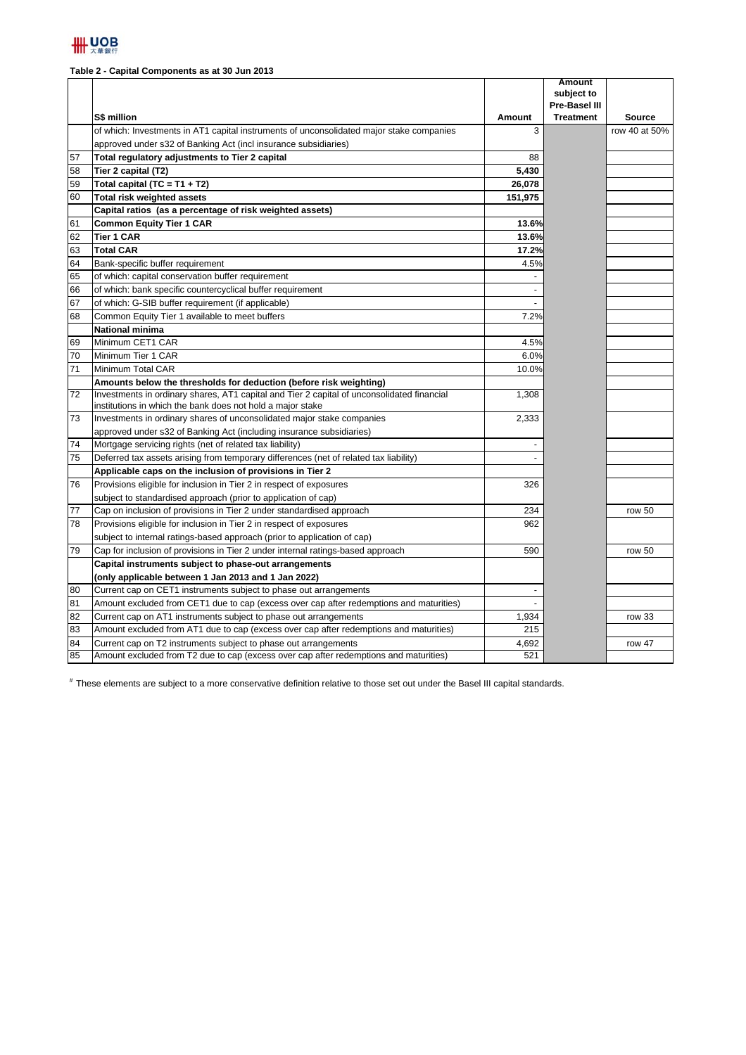**Table 2 - Capital Components as at 30 Jun 2013**

| | S$ million | Amount | Amount subject to Pre-Basel III Treatment | Source |
|---|---|---|---|---|
| | of which: Investments in AT1 capital instruments of unconsolidated major stake companies approved under s32 of Banking Act (incl insurance subsidiaries) | 3 | | row 40 at 50% |
| 57 | **Total regulatory adjustments to Tier 2 capital** | 88 | | |
| 58 | **Tier 2 capital (T2)** | **5,430** | | |
| 59 | **Total capital (TC = T1 + T2)** | **26,078** | | |
| 60 | **Total risk weighted assets** | **151,975** | | |
| | **Capital ratios (as a percentage of risk weighted assets)** | | | |
| 61 | **Common Equity Tier 1 CAR** | **13.6%** | | |
| 62 | **Tier 1 CAR** | **13.6%** | | |
| 63 | **Total CAR** | **17.2%** | | |
| 64 | Bank-specific buffer requirement | 4.5% | | |
| 65 | of which: capital conservation buffer requirement | - | | |
| 66 | of which: bank specific countercyclical buffer requirement | - | | |
| 67 | of which: G-SIB buffer requirement (if applicable) | - | | |
| 68 | Common Equity Tier 1 available to meet buffers | 7.2% | | |
| | **National minima** | | | |
| 69 | Minimum CET1 CAR | 4.5% | | |
| 70 | Minimum Tier 1 CAR | 6.0% | | |
| 71 | Minimum Total CAR | 10.0% | | |
| | **Amounts below the thresholds for deduction (before risk weighting)** | | | |
| 72 | Investments in ordinary shares, AT1 capital and Tier 2 capital of unconsolidated financial institutions in which the bank does not hold a major stake | 1,308 | | |
| 73 | Investments in ordinary shares of unconsolidated major stake companies approved under s32 of Banking Act (including insurance subsidiaries) | 2,333 | | |
| 74 | Mortgage servicing rights (net of related tax liability) | - | | |
| 75 | Deferred tax assets arising from temporary differences (net of related tax liability) | - | | |
| | **Applicable caps on the inclusion of provisions in Tier 2** | | | |
| 76 | Provisions eligible for inclusion in Tier 2 in respect of exposures subject to standardised approach (prior to application of cap) | 326 | | |
| 77 | Cap on inclusion of provisions in Tier 2 under standardised approach | 234 | | row 50 |
| 78 | Provisions eligible for inclusion in Tier 2 in respect of exposures subject to internal ratings-based approach (prior to application of cap) | 962 | | |
| 79 | Cap for inclusion of provisions in Tier 2 under internal ratings-based approach | 590 | | row 50 |
| | **Capital instruments subject to phase-out arrangements (only applicable between 1 Jan 2013 and 1 Jan 2022)** | | | |
| 80 | Current cap on CET1 instruments subject to phase out arrangements | - | | |
| 81 | Amount excluded from CET1 due to cap (excess over cap after redemptions and maturities) | - | | |
| 82 | Current cap on AT1 instruments subject to phase out arrangements | 1,934 | | row 33 |
| 83 | Amount excluded from AT1 due to cap (excess over cap after redemptions and maturities) | 215 | | |
| 84 | Current cap on T2 instruments subject to phase out arrangements | 4,692 | | row 47 |
| 85 | Amount excluded from T2 due to cap (excess over cap after redemptions and maturities) | 521 | | |

[#] These elements are subject to a more conservative definition relative to those set out under the Basel III capital standards.